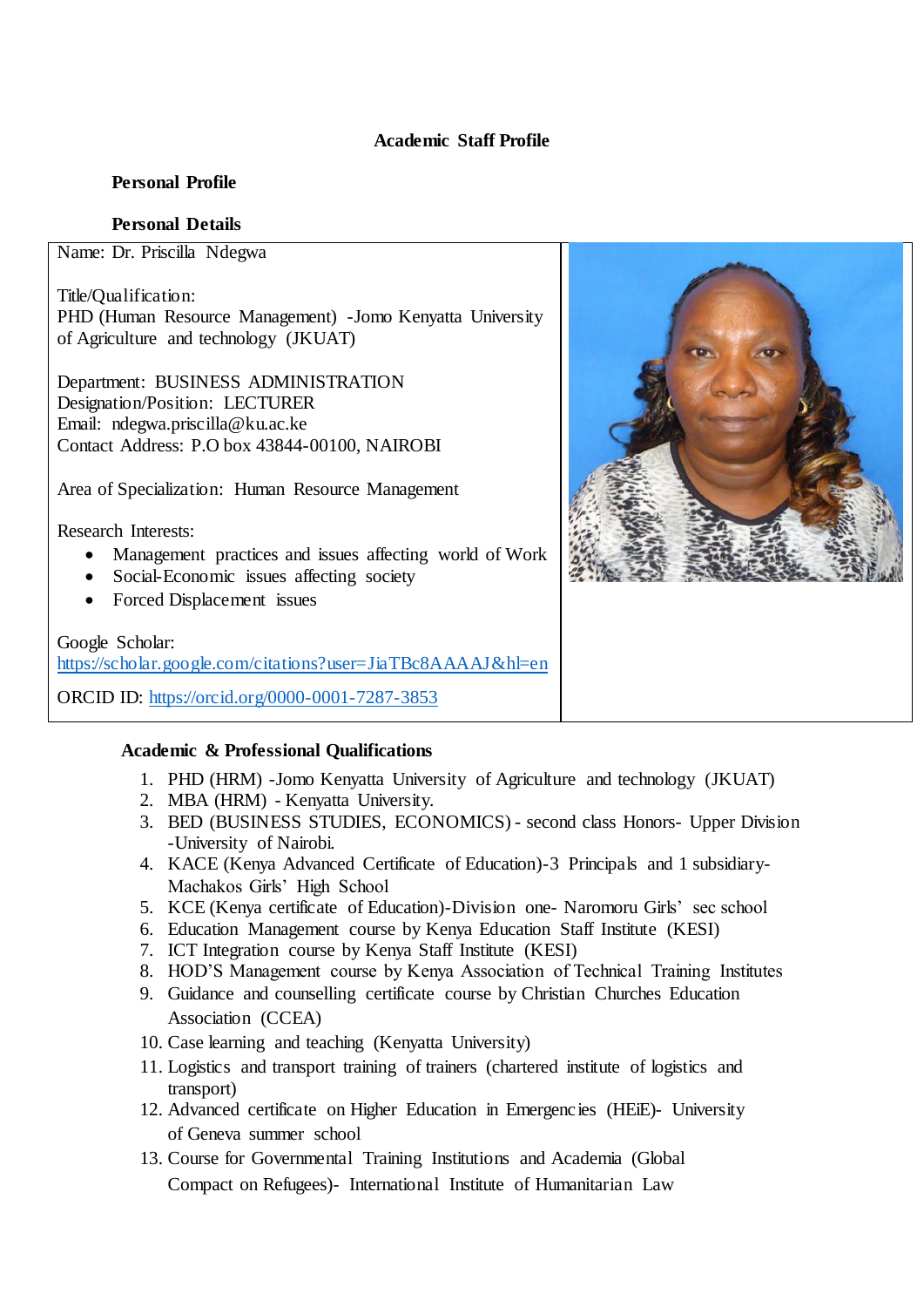# Academic Staff Profile

## Personal Profile

### Personal Details

Name: Dr. Priscilla Ndegwa

Title/Qualification:
PHD (Human Resource Management) -Jomo Kenyatta University of Agriculture and technology (JKUAT)

Department: BUSINESS ADMINISTRATION
Designation/Position: LECTURER
Email: ndegwa.priscilla@ku.ac.ke
Contact Address: P.O box 43844-00100, NAIROBI

Area of Specialization: Human Resource Management

Research Interests:

- Management practices and issues affecting world of Work
- Social-Economic issues affecting society
- Forced Displacement issues

Google Scholar:
https://scholar.google.com/citations?user=JiaTBc8AAAAJ&hl=en

ORCID ID: https://orcid.org/0000-0001-7287-3853

### Academic & Professional Qualifications

1. PHD (HRM) -Jomo Kenyatta University of Agriculture and technology (JKUAT)
2. MBA (HRM) - Kenyatta University.
3. BED (BUSINESS STUDIES, ECONOMICS) - second class Honors- Upper Division -University of Nairobi.
4. KACE (Kenya Advanced Certificate of Education)-3 Principals and 1 subsidiary- Machakos Girls' High School
5. KCE (Kenya certificate of Education)-Division one- Naromoru Girls' sec school
6. Education Management course by Kenya Education Staff Institute (KESI)
7. ICT Integration course by Kenya Staff Institute (KESI)
8. HOD'S Management course by Kenya Association of Technical Training Institutes
9. Guidance and counselling certificate course by Christian Churches Education Association (CCEA)
10. Case learning and teaching (Kenyatta University)
11. Logistics and transport training of trainers (chartered institute of logistics and transport)
12. Advanced certificate on Higher Education in Emergencies (HEiE)- University of Geneva summer school
13. Course for Governmental Training Institutions and Academia (Global Compact on Refugees)- International Institute of Humanitarian Law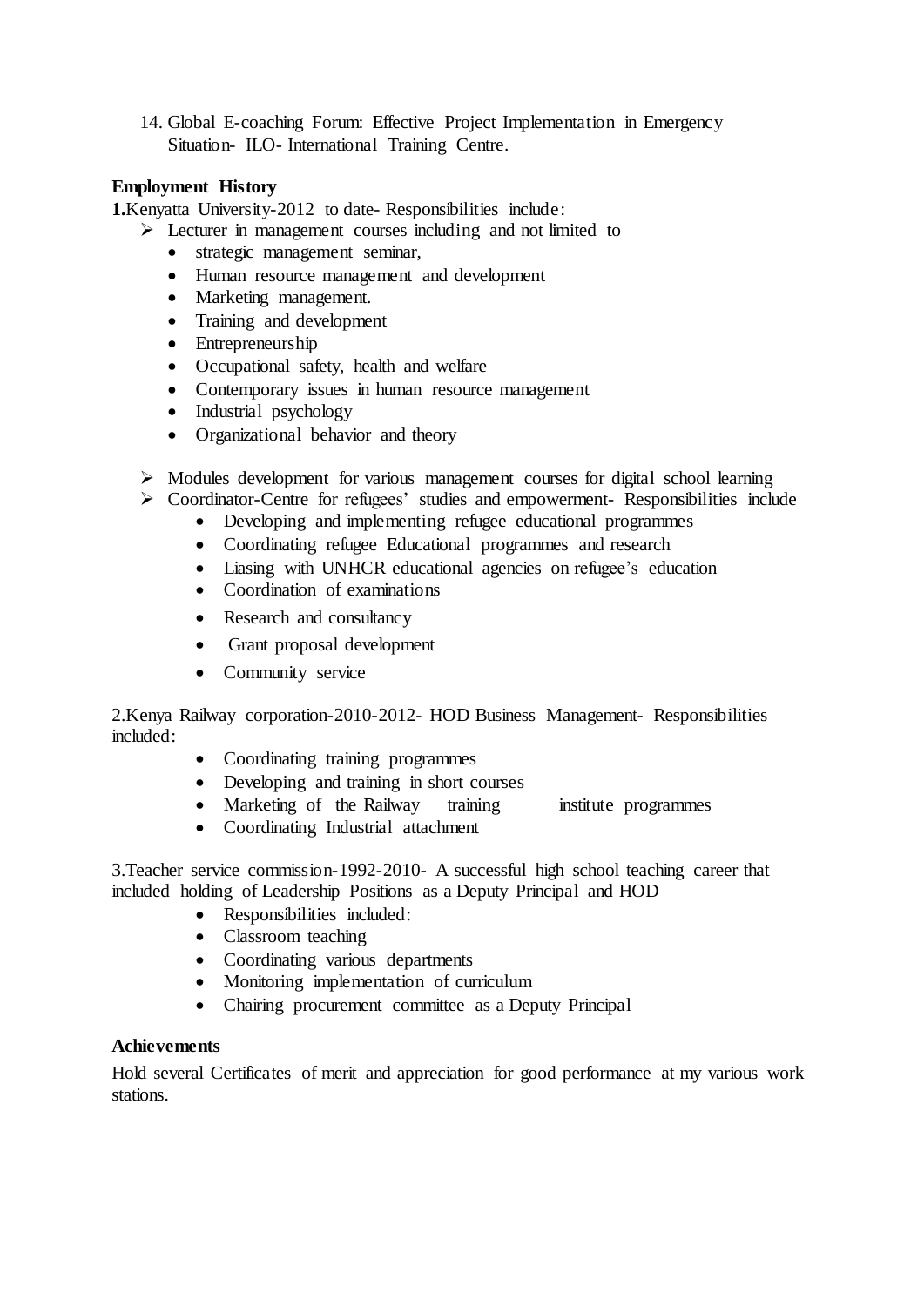14. Global E-coaching Forum: Effective Project Implementation in Emergency Situation- ILO- International Training Centre.

**Employment History**

**1.**Kenyatta University-2012 to date- Responsibilities include:

- Lecturer in management courses including and not limited to
  - strategic management seminar,
  - Human resource management and development
  - Marketing management.
  - Training and development
  - Entrepreneurship
  - Occupational safety, health and welfare
  - Contemporary issues in human resource management
  - Industrial psychology
  - Organizational behavior and theory
- Modules development for various management courses for digital school learning
- Coordinator-Centre for refugees' studies and empowerment- Responsibilities include
  - Developing and implementing refugee educational programmes
  - Coordinating refugee Educational programmes and research
  - Liasing with UNHCR educational agencies on refugee's education
  - Coordination of examinations
  - Research and consultancy
  - Grant proposal development
  - Community service

2.Kenya Railway corporation-2010-2012- HOD Business Management- Responsibilities included:

- Coordinating training programmes
- Developing and training in short courses
- Marketing of the Railway training institute programmes
- Coordinating Industrial attachment

3.Teacher service commission-1992-2010- A successful high school teaching career that included holding of Leadership Positions as a Deputy Principal and HOD

- Responsibilities included:
- Classroom teaching
- Coordinating various departments
- Monitoring implementation of curriculum
- Chairing procurement committee as a Deputy Principal

**Achievements**

Hold several Certificates of merit and appreciation for good performance at my various work stations.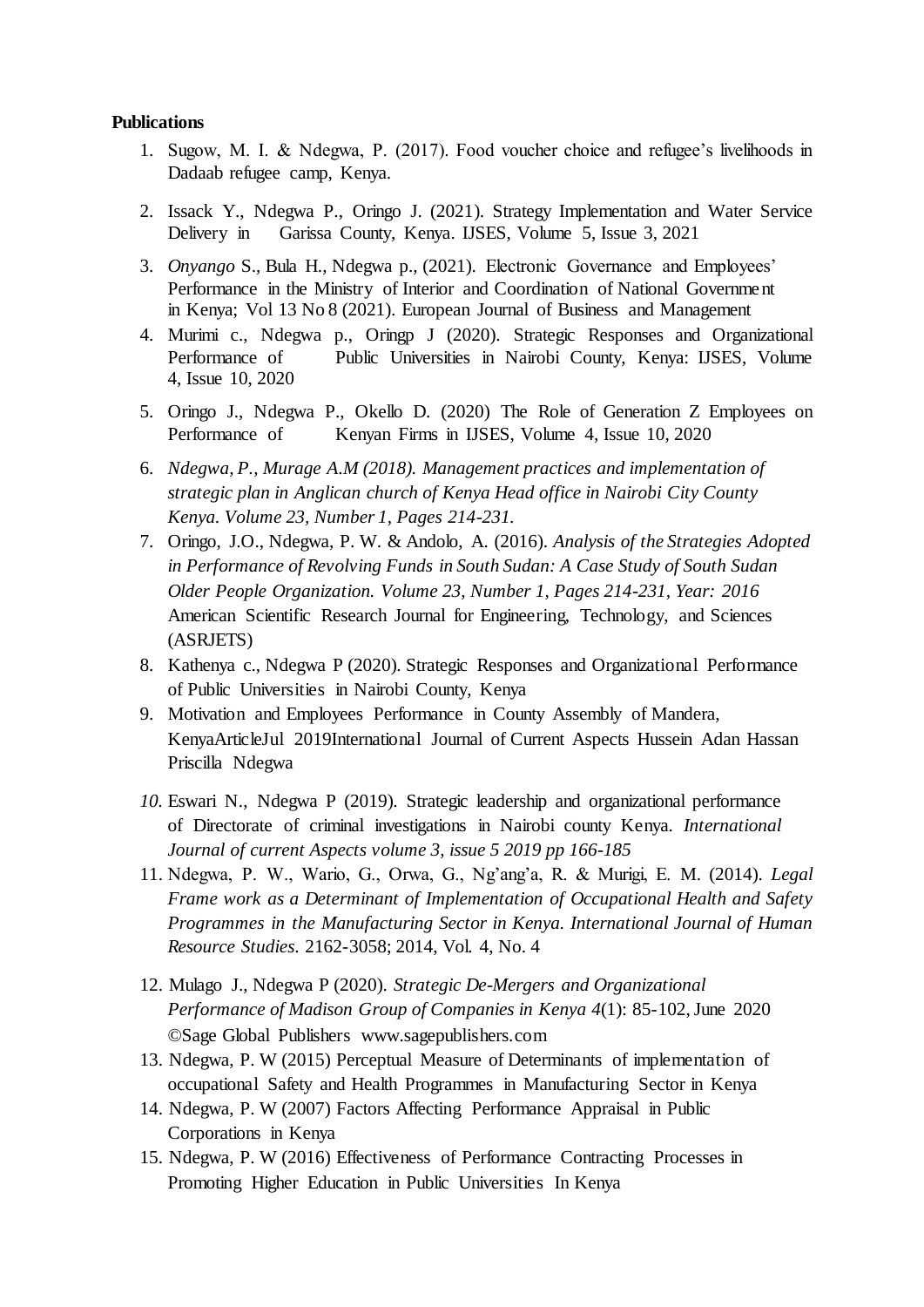**Publications**

1. Sugow, M. I. & Ndegwa, P. (2017). Food voucher choice and refugee's livelihoods in Dadaab refugee camp, Kenya.
2. Issack Y., Ndegwa P., Oringo J. (2021). Strategy Implementation and Water Service Delivery in Garissa County, Kenya. IJSES, Volume 5, Issue 3, 2021
3. *Onyango* S., Bula H., Ndegwa p., (2021). Electronic Governance and Employees' Performance in the Ministry of Interior and Coordination of National Government in Kenya; Vol 13 No 8 (2021). European Journal of Business and Management
4. Murimi c., Ndegwa p., Oringp J (2020). Strategic Responses and Organizational Performance of Public Universities in Nairobi County, Kenya: IJSES, Volume 4, Issue 10, 2020
5. Oringo J., Ndegwa P., Okello D. (2020) The Role of Generation Z Employees on Performance of Kenyan Firms in IJSES, Volume 4, Issue 10, 2020
6. *Ndegwa, P., Murage A.M (2018). Management practices and implementation of strategic plan in Anglican church of Kenya Head office in Nairobi City County Kenya. Volume 23, Number 1, Pages 214-231.*
7. Oringo, J.O., Ndegwa, P. W. & Andolo, A. (2016). *Analysis of the Strategies Adopted in Performance of Revolving Funds in South Sudan: A Case Study of South Sudan Older People Organization. Volume 23, Number 1, Pages 214-231, Year: 2016* American Scientific Research Journal for Engineering, Technology, and Sciences (ASRJETS)
8. Kathenya c., Ndegwa P (2020). Strategic Responses and Organizational Performance of Public Universities in Nairobi County, Kenya
9. Motivation and Employees Performance in County Assembly of Mandera, KenyaArticleJul 2019International Journal of Current Aspects Hussein Adan Hassan Priscilla Ndegwa
10. Eswari N., Ndegwa P (2019). Strategic leadership and organizational performance of Directorate of criminal investigations in Nairobi county Kenya. *International Journal of current Aspects volume 3, issue 5 2019 pp 166-185*
11. Ndegwa, P. W., Wario, G., Orwa, G., Ng'ang'a, R. & Murigi, E. M. (2014). *Legal Frame work as a Determinant of Implementation of Occupational Health and Safety Programmes in the Manufacturing Sector in Kenya. International Journal of Human Resource Studies.* 2162-3058; 2014, Vol. 4, No. 4
12. Mulago J., Ndegwa P (2020). *Strategic De-Mergers and Organizational Performance of Madison Group of Companies in Kenya 4*(1): 85-102, June 2020 ©Sage Global Publishers www.sagepublishers.com
13. Ndegwa, P. W (2015) Perceptual Measure of Determinants of implementation of occupational Safety and Health Programmes in Manufacturing Sector in Kenya
14. Ndegwa, P. W (2007) Factors Affecting Performance Appraisal in Public Corporations in Kenya
15. Ndegwa, P. W (2016) Effectiveness of Performance Contracting Processes in Promoting Higher Education in Public Universities In Kenya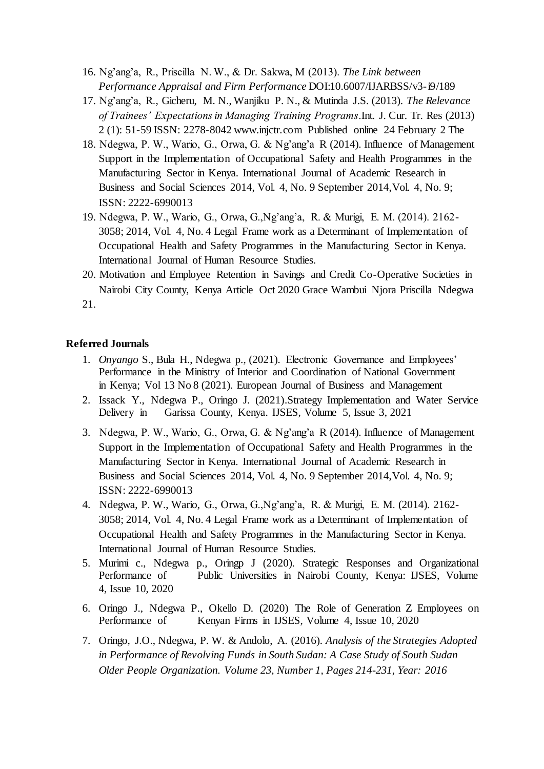16. Ng'ang'a, R., Priscilla N. W., & Dr. Sakwa, M (2013). *The Link between Performance Appraisal and Firm Performance* DOI:10.6007/IJARBSS/v3-i9/189
17. Ng'ang'a, R., Gicheru, M. N., Wanjiku P. N., & Mutinda J.S. (2013). *The Relevance of Trainees' Expectations in Managing Training Programs*.Int. J. Cur. Tr. Res (2013) 2 (1): 51-59 ISSN: 2278-8042 www.injctr.com Published online 24 February 2 The
18. Ndegwa, P. W., Wario, G., Orwa, G. & Ng'ang'a R (2014). Influence of Management Support in the Implementation of Occupational Safety and Health Programmes in the Manufacturing Sector in Kenya. International Journal of Academic Research in Business and Social Sciences 2014, Vol. 4, No. 9 September 2014,Vol. 4, No. 9; ISSN: 2222-6990013
19. Ndegwa, P. W., Wario, G., Orwa, G.,Ng'ang'a, R. & Murigi, E. M. (2014). 2162-3058; 2014, Vol. 4, No. 4 Legal Frame work as a Determinant of Implementation of Occupational Health and Safety Programmes in the Manufacturing Sector in Kenya. International Journal of Human Resource Studies.
20. Motivation and Employee Retention in Savings and Credit Co-Operative Societies in Nairobi City County, Kenya Article Oct 2020 Grace Wambui Njora Priscilla Ndegwa
21.

**Referred Journals**

1. *Onyango* S., Bula H., Ndegwa p., (2021). Electronic Governance and Employees' Performance in the Ministry of Interior and Coordination of National Government in Kenya; Vol 13 No 8 (2021). European Journal of Business and Management
2. Issack Y., Ndegwa P., Oringo J. (2021).Strategy Implementation and Water Service Delivery in Garissa County, Kenya. IJSES, Volume 5, Issue 3, 2021
3. Ndegwa, P. W., Wario, G., Orwa, G. & Ng'ang'a R (2014). Influence of Management Support in the Implementation of Occupational Safety and Health Programmes in the Manufacturing Sector in Kenya. International Journal of Academic Research in Business and Social Sciences 2014, Vol. 4, No. 9 September 2014,Vol. 4, No. 9; ISSN: 2222-6990013
4. Ndegwa, P. W., Wario, G., Orwa, G.,Ng'ang'a, R. & Murigi, E. M. (2014). 2162-3058; 2014, Vol. 4, No. 4 Legal Frame work as a Determinant of Implementation of Occupational Health and Safety Programmes in the Manufacturing Sector in Kenya. International Journal of Human Resource Studies.
5. Murimi c., Ndegwa p., Oringp J (2020). Strategic Responses and Organizational Performance of Public Universities in Nairobi County, Kenya: IJSES, Volume 4, Issue 10, 2020
6. Oringo J., Ndegwa P., Okello D. (2020) The Role of Generation Z Employees on Performance of Kenyan Firms in IJSES, Volume 4, Issue 10, 2020
7. Oringo, J.O., Ndegwa, P. W. & Andolo, A. (2016). *Analysis of the Strategies Adopted in Performance of Revolving Funds in South Sudan: A Case Study of South Sudan Older People Organization. Volume 23, Number 1, Pages 214-231, Year: 2016*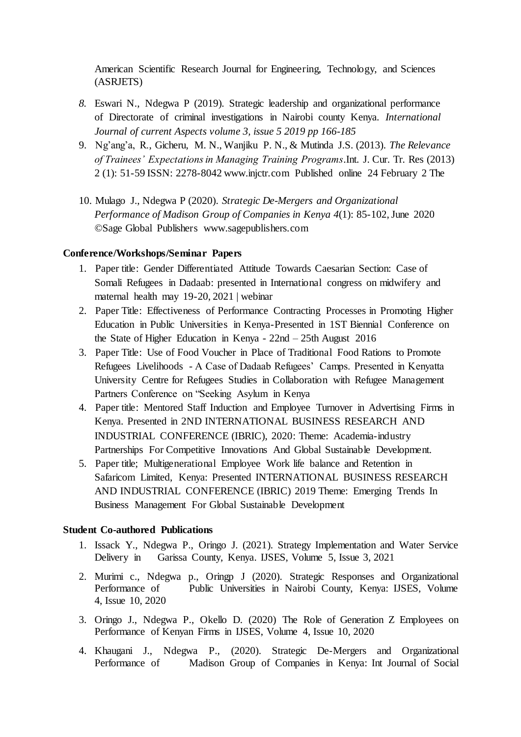American Scientific Research Journal for Engineering, Technology, and Sciences (ASRJETS)

8. Eswari N., Ndegwa P (2019). Strategic leadership and organizational performance of Directorate of criminal investigations in Nairobi county Kenya. *International Journal of current Aspects volume 3, issue 5 2019 pp 166-185*
9. Ng'ang'a, R., Gicheru, M. N., Wanjiku P. N., & Mutinda J.S. (2013). *The Relevance of Trainees' Expectations in Managing Training Programs*.Int. J. Cur. Tr. Res (2013) 2 (1): 51-59 ISSN: 2278-8042 www.injctr.com Published online 24 February 2 The
10. Mulago J., Ndegwa P (2020). *Strategic De-Mergers and Organizational Performance of Madison Group of Companies in Kenya 4*(1): 85-102, June 2020 ©Sage Global Publishers www.sagepublishers.com

**Conference/Workshops/Seminar Papers**

1. Paper title: Gender Differentiated Attitude Towards Caesarian Section: Case of Somali Refugees in Dadaab: presented in International congress on midwifery and maternal health may 19-20, 2021 | webinar
2. Paper Title: Effectiveness of Performance Contracting Processes in Promoting Higher Education in Public Universities in Kenya-Presented in 1ST Biennial Conference on the State of Higher Education in Kenya - 22nd – 25th August 2016
3. Paper Title: Use of Food Voucher in Place of Traditional Food Rations to Promote Refugees Livelihoods - A Case of Dadaab Refugees' Camps. Presented in Kenyatta University Centre for Refugees Studies in Collaboration with Refugee Management Partners Conference on "Seeking Asylum in Kenya
4. Paper title: Mentored Staff Induction and Employee Turnover in Advertising Firms in Kenya. Presented in 2ND INTERNATIONAL BUSINESS RESEARCH AND INDUSTRIAL CONFERENCE (IBRIC), 2020: Theme: Academia-industry Partnerships For Competitive Innovations And Global Sustainable Development.
5. Paper title; Multigenerational Employee Work life balance and Retention in Safaricom Limited, Kenya: Presented INTERNATIONAL BUSINESS RESEARCH AND INDUSTRIAL CONFERENCE (IBRIC) 2019 Theme: Emerging Trends In Business Management For Global Sustainable Development

**Student Co-authored Publications**

1. Issack Y., Ndegwa P., Oringo J. (2021). Strategy Implementation and Water Service Delivery in Garissa County, Kenya. IJSES, Volume 5, Issue 3, 2021
2. Murimi c., Ndegwa p., Oringp J (2020). Strategic Responses and Organizational Performance of Public Universities in Nairobi County, Kenya: IJSES, Volume 4, Issue 10, 2020
3. Oringo J., Ndegwa P., Okello D. (2020) The Role of Generation Z Employees on Performance of Kenyan Firms in IJSES, Volume 4, Issue 10, 2020
4. Khaugani J., Ndegwa P., (2020). Strategic De-Mergers and Organizational Performance of Madison Group of Companies in Kenya: Int Journal of Social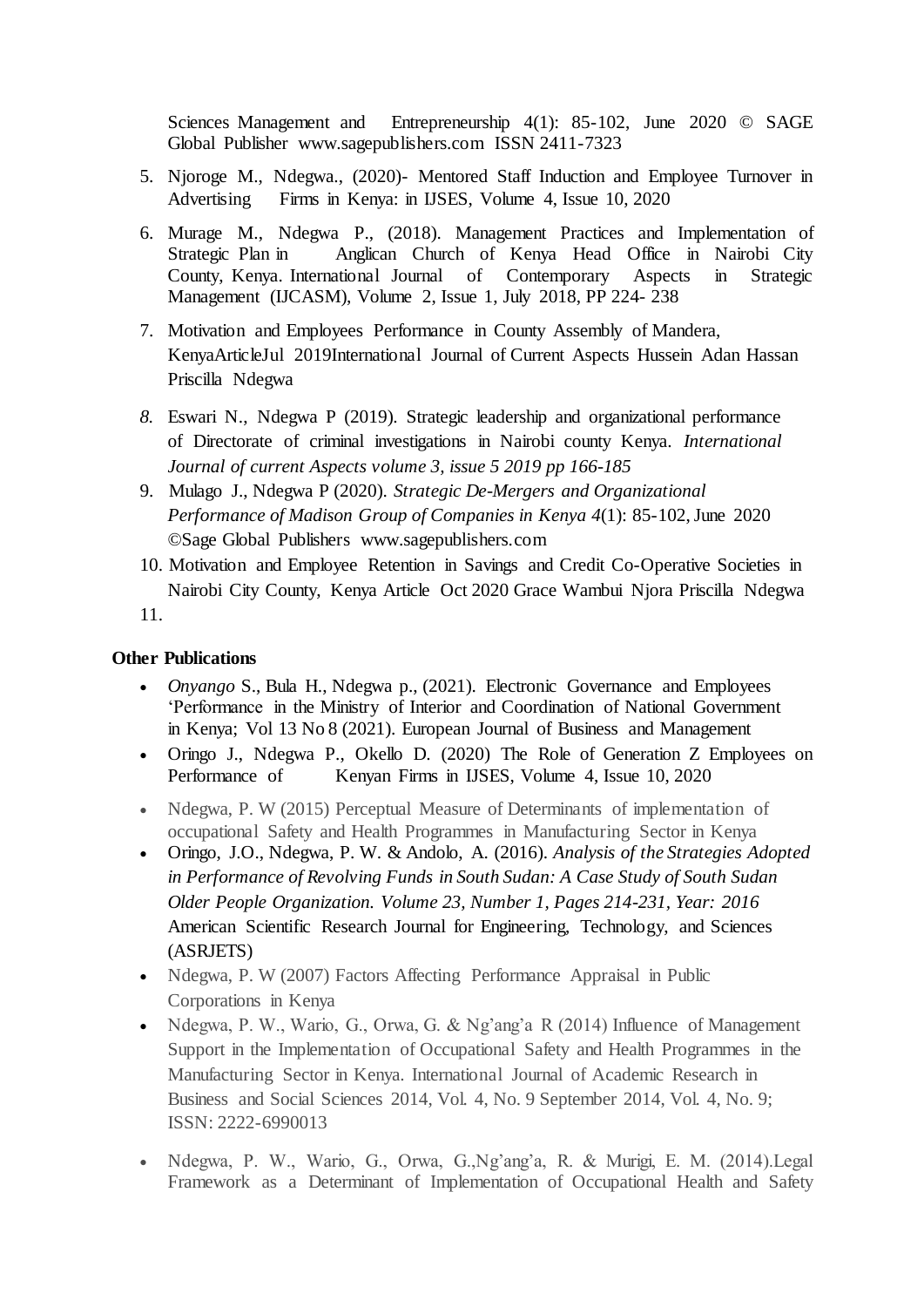Sciences Management and Entrepreneurship 4(1): 85-102, June 2020 © SAGE Global Publisher www.sagepublishers.com ISSN 2411-7323

5. Njoroge M., Ndegwa., (2020)- Mentored Staff Induction and Employee Turnover in Advertising Firms in Kenya: in IJSES, Volume 4, Issue 10, 2020
6. Murage M., Ndegwa P., (2018). Management Practices and Implementation of Strategic Plan in Anglican Church of Kenya Head Office in Nairobi City County, Kenya. International Journal of Contemporary Aspects in Strategic Management (IJCASM), Volume 2, Issue 1, July 2018, PP 224- 238
7. Motivation and Employees Performance in County Assembly of Mandera, KenyaArticleJul 2019International Journal of Current Aspects Hussein Adan Hassan Priscilla Ndegwa
8. Eswari N., Ndegwa P (2019). Strategic leadership and organizational performance of Directorate of criminal investigations in Nairobi county Kenya. *International Journal of current Aspects volume 3, issue 5 2019 pp 166-185*
9. Mulago J., Ndegwa P (2020). *Strategic De-Mergers and Organizational Performance of Madison Group of Companies in Kenya 4*(1): 85-102, June 2020 ©Sage Global Publishers www.sagepublishers.com
10. Motivation and Employee Retention in Savings and Credit Co-Operative Societies in Nairobi City County, Kenya Article Oct 2020 Grace Wambui Njora Priscilla Ndegwa
11. 

**Other Publications**

- *Onyango* S., Bula H., Ndegwa p., (2021). Electronic Governance and Employees 'Performance in the Ministry of Interior and Coordination of National Government in Kenya; Vol 13 No 8 (2021). European Journal of Business and Management
- Oringo J., Ndegwa P., Okello D. (2020) The Role of Generation Z Employees on Performance of Kenyan Firms in IJSES, Volume 4, Issue 10, 2020
- Ndegwa, P. W (2015) Perceptual Measure of Determinants of implementation of occupational Safety and Health Programmes in Manufacturing Sector in Kenya
- Oringo, J.O., Ndegwa, P. W. & Andolo, A. (2016). *Analysis of the Strategies Adopted in Performance of Revolving Funds in South Sudan: A Case Study of South Sudan Older People Organization. Volume 23, Number 1, Pages 214-231, Year: 2016* American Scientific Research Journal for Engineering, Technology, and Sciences (ASRJETS)
- Ndegwa, P. W (2007) Factors Affecting Performance Appraisal in Public Corporations in Kenya
- Ndegwa, P. W., Wario, G., Orwa, G. & Ng'ang'a R (2014) Influence of Management Support in the Implementation of Occupational Safety and Health Programmes in the Manufacturing Sector in Kenya. International Journal of Academic Research in Business and Social Sciences 2014, Vol. 4, No. 9 September 2014, Vol. 4, No. 9; ISSN: 2222-6990013
- Ndegwa, P. W., Wario, G., Orwa, G.,Ng'ang'a, R. & Murigi, E. M. (2014).Legal Framework as a Determinant of Implementation of Occupational Health and Safety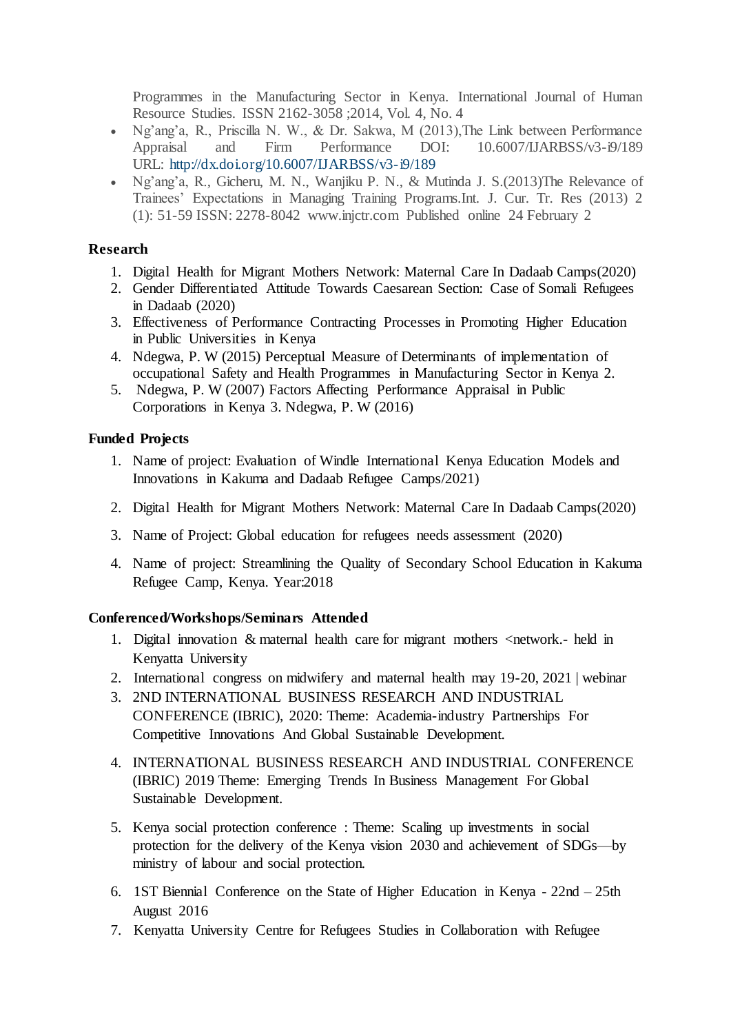Programmes in the Manufacturing Sector in Kenya. International Journal of Human Resource Studies. ISSN 2162-3058 ;2014, Vol. 4, No. 4

- Ng'ang'a, R., Priscilla N. W., & Dr. Sakwa, M (2013),The Link between Performance Appraisal and Firm Performance DOI: 10.6007/IJARBSS/v3-i9/189 URL: http://dx.doi.org/10.6007/IJARBSS/v3-i9/189
- Ng'ang'a, R., Gicheru, M. N., Wanjiku P. N., & Mutinda J. S.(2013)The Relevance of Trainees' Expectations in Managing Training Programs.Int. J. Cur. Tr. Res (2013) 2 (1): 51-59 ISSN: 2278-8042 www.injctr.com Published online 24 February 2

**Research**

1. Digital Health for Migrant Mothers Network: Maternal Care In Dadaab Camps(2020)
2. Gender Differentiated Attitude Towards Caesarean Section: Case of Somali Refugees in Dadaab (2020)
3. Effectiveness of Performance Contracting Processes in Promoting Higher Education in Public Universities in Kenya
4. Ndegwa, P. W (2015) Perceptual Measure of Determinants of implementation of occupational Safety and Health Programmes in Manufacturing Sector in Kenya 2.
5. Ndegwa, P. W (2007) Factors Affecting Performance Appraisal in Public Corporations in Kenya 3. Ndegwa, P. W (2016)

**Funded Projects**

1. Name of project: Evaluation of Windle International Kenya Education Models and Innovations in Kakuma and Dadaab Refugee Camps/2021)
2. Digital Health for Migrant Mothers Network: Maternal Care In Dadaab Camps(2020)
3. Name of Project: Global education for refugees needs assessment (2020)
4. Name of project: Streamlining the Quality of Secondary School Education in Kakuma Refugee Camp, Kenya. Year:2018

**Conferenced/Workshops/Seminars Attended**

1. Digital innovation & maternal health care for migrant mothers <network.- held in Kenyatta University
2. International congress on midwifery and maternal health may 19-20, 2021 | webinar
3. 2ND INTERNATIONAL BUSINESS RESEARCH AND INDUSTRIAL CONFERENCE (IBRIC), 2020: Theme: Academia-industry Partnerships For Competitive Innovations And Global Sustainable Development.
4. INTERNATIONAL BUSINESS RESEARCH AND INDUSTRIAL CONFERENCE (IBRIC) 2019 Theme: Emerging Trends In Business Management For Global Sustainable Development.
5. Kenya social protection conference : Theme: Scaling up investments in social protection for the delivery of the Kenya vision 2030 and achievement of SDGs—by ministry of labour and social protection.
6. 1ST Biennial Conference on the State of Higher Education in Kenya - 22nd – 25th August 2016
7. Kenyatta University Centre for Refugees Studies in Collaboration with Refugee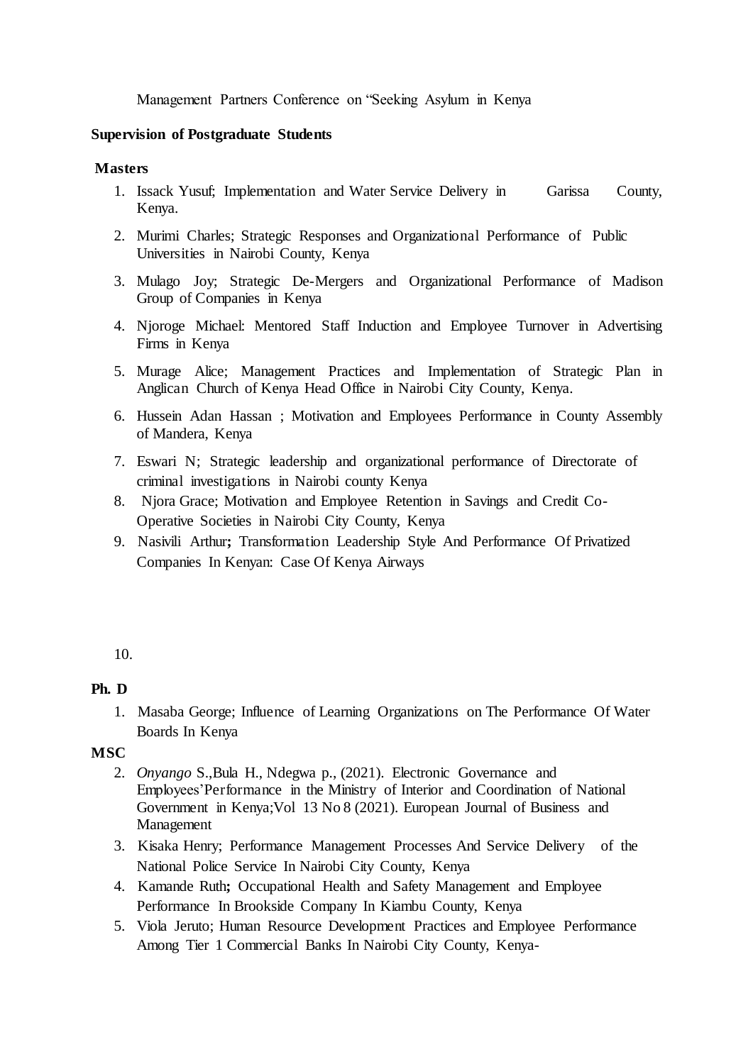Management Partners Conference on "Seeking Asylum in Kenya

**Supervision of Postgraduate Students**

**Masters**

1. Issack Yusuf; Implementation and Water Service Delivery in Garissa County, Kenya.
2. Murimi Charles; Strategic Responses and Organizational Performance of Public Universities in Nairobi County, Kenya
3. Mulago Joy; Strategic De-Mergers and Organizational Performance of Madison Group of Companies in Kenya
4. Njoroge Michael: Mentored Staff Induction and Employee Turnover in Advertising Firms in Kenya
5. Murage Alice; Management Practices and Implementation of Strategic Plan in Anglican Church of Kenya Head Office in Nairobi City County, Kenya.
6. Hussein Adan Hassan ; Motivation and Employees Performance in County Assembly of Mandera, Kenya
7. Eswari N; Strategic leadership and organizational performance of Directorate of criminal investigations in Nairobi county Kenya
8. Njora Grace; Motivation and Employee Retention in Savings and Credit Co-Operative Societies in Nairobi City County, Kenya
9. Nasivili Arthur**;** Transformation Leadership Style And Performance Of Privatized Companies In Kenyan: Case Of Kenya Airways

10.

**Ph. D**

1. Masaba George; Influence of Learning Organizations on The Performance Of Water Boards In Kenya

**MSC**

2. *Onyango* S.,Bula H., Ndegwa p., (2021). Electronic Governance and Employees'Performance in the Ministry of Interior and Coordination of National Government in Kenya;Vol 13 No 8 (2021). European Journal of Business and Management
3. Kisaka Henry; Performance Management Processes And Service Delivery of the National Police Service In Nairobi City County, Kenya
4. Kamande Ruth**;** Occupational Health and Safety Management and Employee Performance In Brookside Company In Kiambu County, Kenya
5. Viola Jeruto; Human Resource Development Practices and Employee Performance Among Tier 1 Commercial Banks In Nairobi City County, Kenya-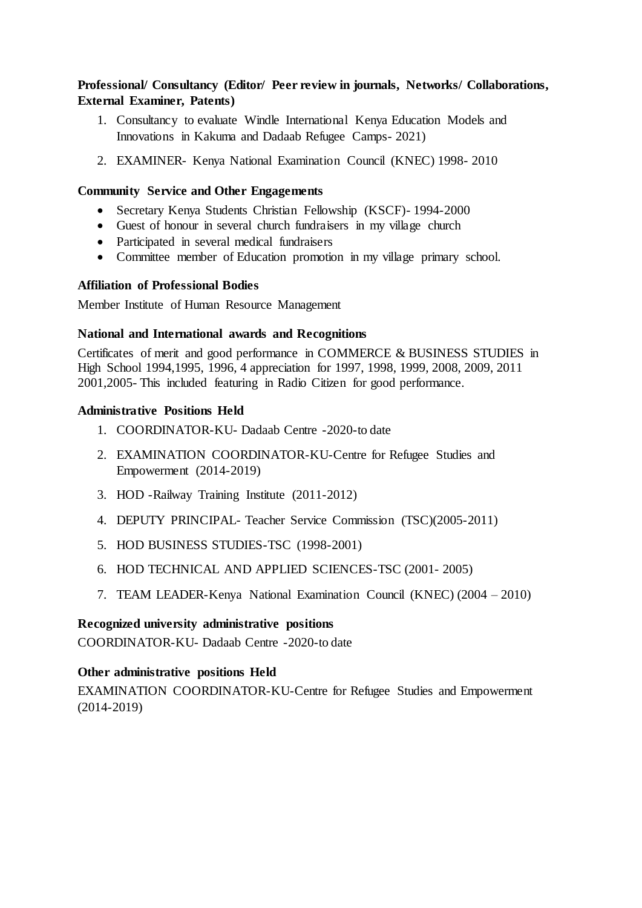**Professional/ Consultancy (Editor/ Peer review in journals, Networks/ Collaborations, External Examiner, Patents)**

1. Consultancy to evaluate Windle International Kenya Education Models and Innovations in Kakuma and Dadaab Refugee Camps- 2021)
2. EXAMINER- Kenya National Examination Council (KNEC) 1998- 2010

**Community Service and Other Engagements**

- Secretary Kenya Students Christian Fellowship (KSCF)- 1994-2000
- Guest of honour in several church fundraisers in my village church
- Participated in several medical fundraisers
- Committee member of Education promotion in my village primary school.

**Affiliation of Professional Bodies**

Member Institute of Human Resource Management

**National and International awards and Recognitions**

Certificates of merit and good performance in COMMERCE & BUSINESS STUDIES in High School 1994,1995, 1996, 4 appreciation for 1997, 1998, 1999, 2008, 2009, 2011 2001,2005- This included featuring in Radio Citizen for good performance.

**Administrative Positions Held**

1. COORDINATOR-KU- Dadaab Centre -2020-to date
2. EXAMINATION COORDINATOR-KU-Centre for Refugee Studies and Empowerment (2014-2019)
3. HOD -Railway Training Institute (2011-2012)
4. DEPUTY PRINCIPAL- Teacher Service Commission (TSC)(2005-2011)
5. HOD BUSINESS STUDIES-TSC (1998-2001)
6. HOD TECHNICAL AND APPLIED SCIENCES-TSC (2001- 2005)
7. TEAM LEADER-Kenya National Examination Council (KNEC) (2004 – 2010)

**Recognized university administrative positions**

COORDINATOR-KU- Dadaab Centre -2020-to date

**Other administrative positions Held**

EXAMINATION COORDINATOR-KU-Centre for Refugee Studies and Empowerment (2014-2019)